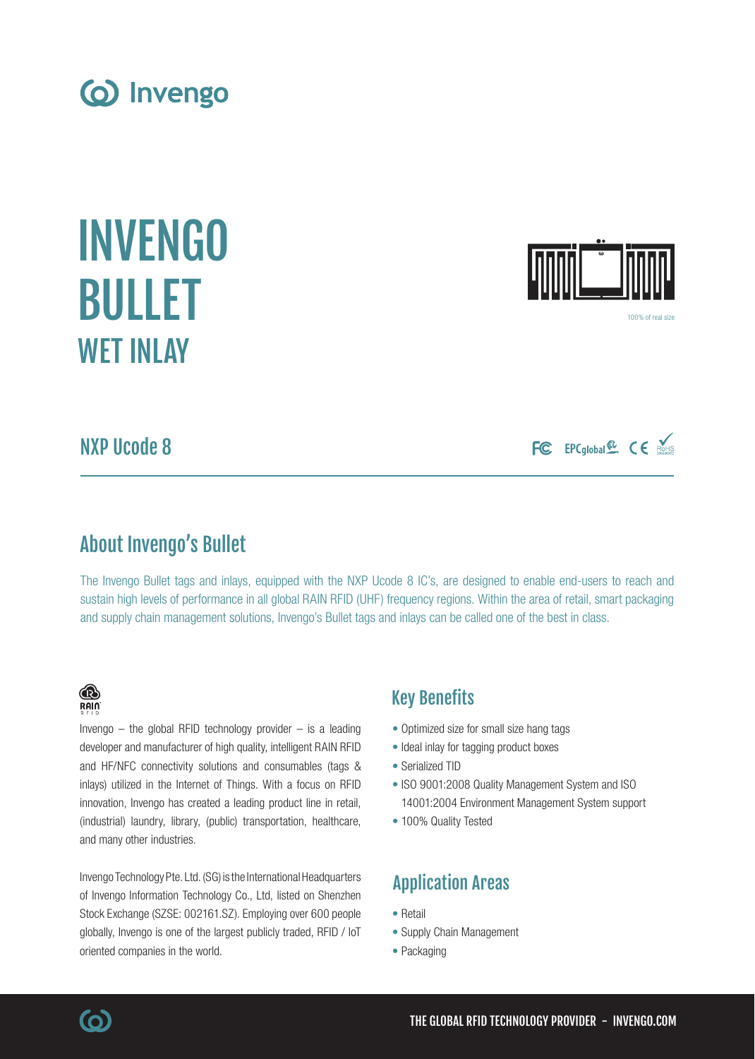Invengo

# INVENGO BULLET

## WET INLAY

100% of real size

### NXP Ucode 8

FC EPCglobal CE RoHS

## About Invengo's Bullet

The Invengo Bullet tags and inlays, equipped with the NXP Ucode 8 IC's, are designed to enable end-users to reach and sustain high levels of performance in all global RAIN RFID (UHF) frequency regions. Within the area of retail, smart packaging and supply chain management solutions, Invengo's Bullet tags and inlays can be called one of the best in class.

RAIN RFID

Invengo – the global RFID technology provider – is a leading developer and manufacturer of high quality, intelligent RAIN RFID and HF/NFC connectivity solutions and consumables (tags & inlays) utilized in the Internet of Things. With a focus on RFID innovation, Invengo has created a leading product line in retail, (industrial) laundry, library, (public) transportation, healthcare, and many other industries.

Invengo Technology Pte. Ltd. (SG) is the International Headquarters of Invengo Information Technology Co., Ltd, listed on Shenzhen Stock Exchange (SZSE: 002161.SZ). Employing over 600 people globally, Invengo is one of the largest publicly traded, RFID / IoT oriented companies in the world.

## Key Benefits

- Optimized size for small size hang tags
- Ideal inlay for tagging product boxes
- Serialized TID
- ISO 9001:2008 Quality Management System and ISO 14001:2004 Environment Management System support
- 100% Quality Tested

## Application Areas

- Retail
- Supply Chain Management
- Packaging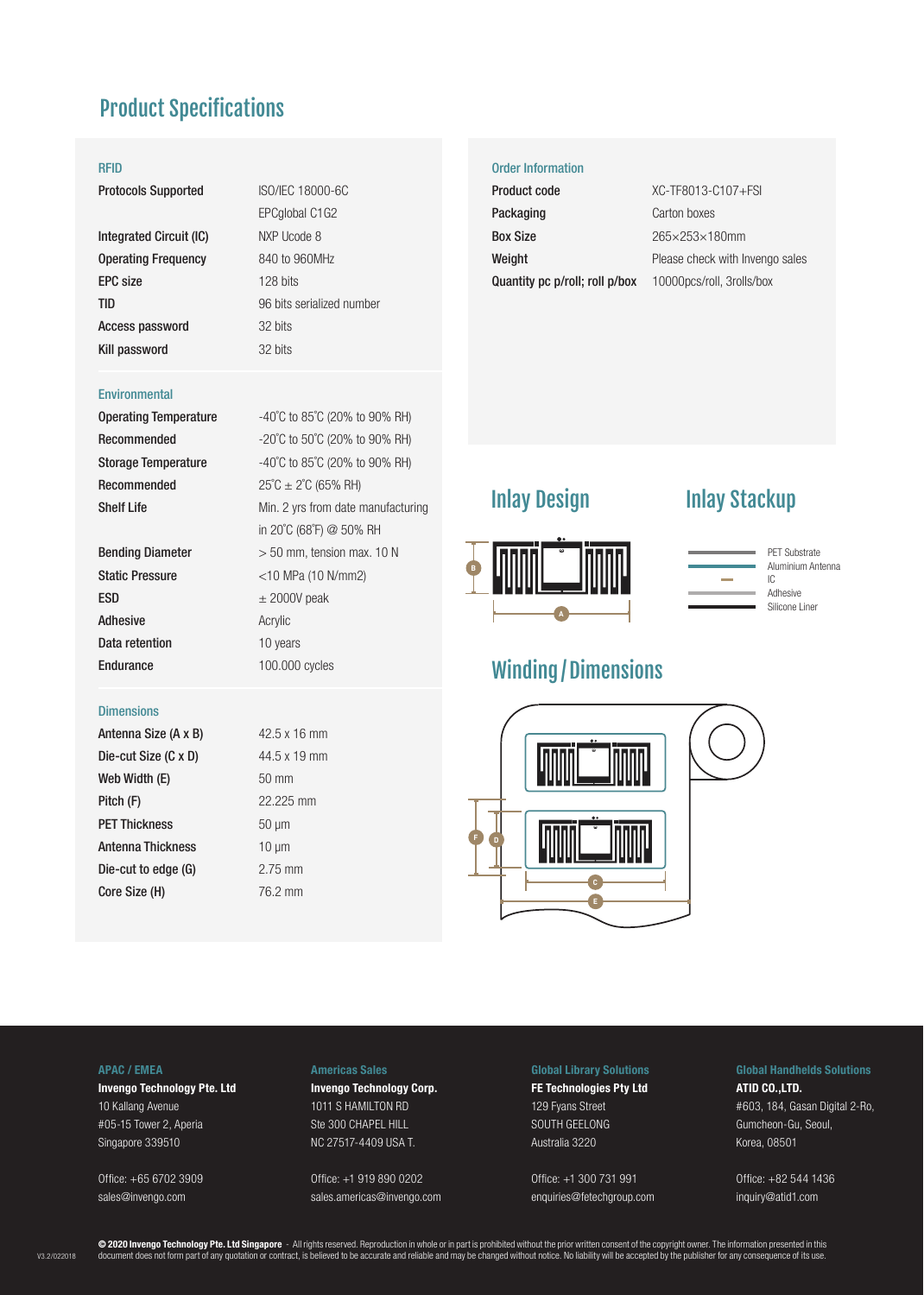# Product Specifications

### RFID

| | |
|---|---|
| Protocols Supported | ISO/IEC 18000-6C |
| | EPCglobal C1G2 |
| Integrated Circuit (IC) | NXP Ucode 8 |
| Operating Frequency | 840 to 960MHz |
| EPC size | 128 bits |
| TID | 96 bits serialized number |
| Access password | 32 bits |
| Kill password | 32 bits |

### Environmental

| | |
|---|---|
| Operating Temperature | -40˚C to 85˚C (20% to 90% RH) |
| Recommended | -20˚C to 50˚C (20% to 90% RH) |
| Storage Temperature | -40˚C to 85˚C (20% to 90% RH) |
| Recommended | 25˚C ± 2˚C (65% RH) |
| Shelf Life | Min. 2 yrs from date manufacturing in 20˚C (68˚F) @ 50% RH |
| Bending Diameter | > 50 mm, tension max. 10 N |
| Static Pressure | <10 MPa (10 N/mm2) |
| ESD | ± 2000V peak |
| Adhesive | Acrylic |
| Data retention | 10 years |
| Endurance | 100.000 cycles |

### Dimensions

| | |
|---|---|
| Antenna Size (A x B) | 42.5 x 16 mm |
| Die-cut Size (C x D) | 44.5 x 19 mm |
| Web Width (E) | 50 mm |
| Pitch (F) | 22.225 mm |
| PET Thickness | 50 µm |
| Antenna Thickness | 10 µm |
| Die-cut to edge (G) | 2.75 mm |
| Core Size (H) | 76.2 mm |

### Order Information

| | |
|---|---|
| Product code | XC-TF8013-C107+FSI |
| Packaging | Carton boxes |
| Box Size | 265×253×180mm |
| Weight | Please check with Invengo sales |
| Quantity pc p/roll; roll p/box | 10000pcs/roll, 3rolls/box |

## Inlay Design

B

A

## Inlay Stackup

PET Substrate
Aluminium Antenna
IC
Adhesive
Silicone Liner

## Winding / Dimensions

F
D
C
E

**APAC / EMEA**
**Invengo Technology Pte. Ltd**
10 Kallang Avenue
#05-15 Tower 2, Aperia
Singapore 339510

Office: +65 6702 3909
sales@invengo.com

**Americas Sales**
**Invengo Technology Corp.**
1011 S HAMILTON RD
Ste 300 CHAPEL HILL
NC 27517-4409 USA T.

Office: +1 919 890 0202
sales.americas@invengo.com

**Global Library Solutions**
**FE Technologies Pty Ltd**
129 Fyans Street
SOUTH GEELONG
Australia 3220

Office: +1 300 731 991
enquiries@fetechgroup.com

**Global Handhelds Solutions**
**ATID CO.,LTD.**
#603, 184, Gasan Digital 2-Ro,
Gumcheon-Gu, Seoul,
Korea, 08501

Office: +82 544 1436
inquiry@atid1.com

V3.2/022018

**© 2020 Invengo Technology Pte. Ltd Singapore** - All rights reserved. Reproduction in whole or in part is prohibited without the prior written consent of the copyright owner. The information presented in this document does not form part of any quotation or contract, is believed to be accurate and reliable and may be changed without notice. No liability will be accepted by the publisher for any consequence of its use.